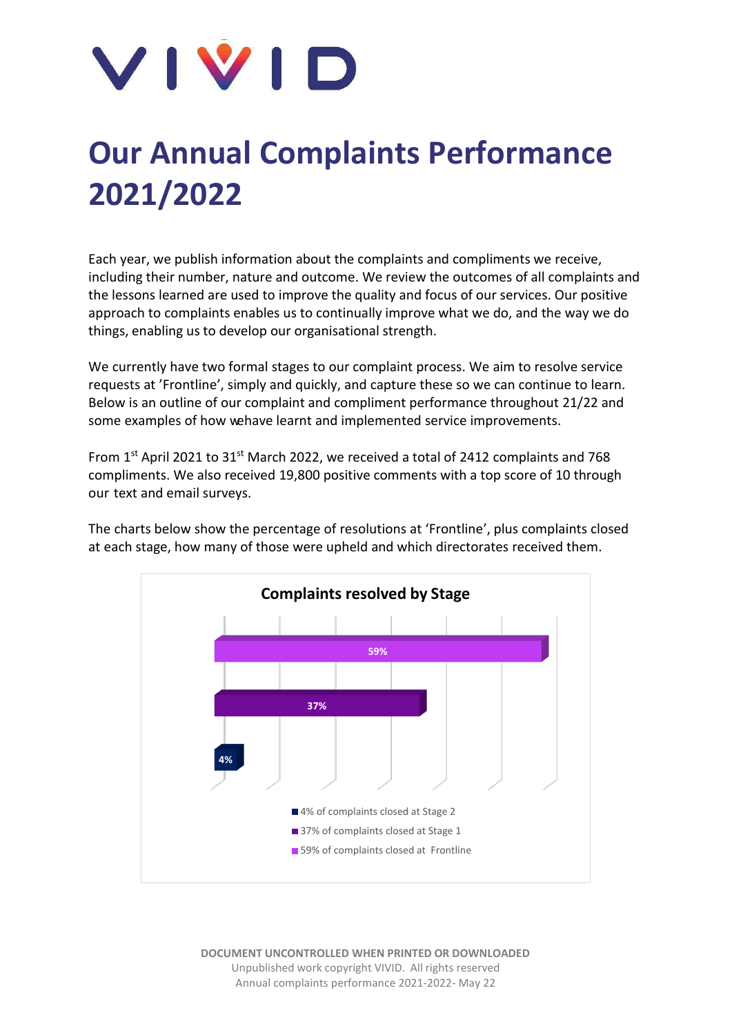VIVID

# Our Annual Complaints Performance 2021/2022

Each year, we publish information about the complaints and compliments we receive, including their number, nature and outcome. We review the outcomes of all complaints and the lessons learned are used to improve the quality and focus of our services. Our positive approach to complaints enables us to continually improve what we do, and the way we do things, enabling us to develop our organisational strength.

We currently have two formal stages to our complaint process. We aim to resolve service requests at 'Frontline', simply and quickly, and capture these so we can continue to learn. Below is an outline of our complaint and compliment performance throughout 21/22 and some examples of how wehave learnt and implemented service improvements.

From 1st April 2021 to 31st March 2022, we received a total of 2412 complaints and 768 compliments. We also received 19,800 positive comments with a top score of 10 through our text and email surveys.

The charts below show the percentage of resolutions at 'Frontline', plus complaints closed at each stage, how many of those were upheld and which directorates received them.

**Complaints resolved by Stage**

| Stage | Percentage |
|---|---|
| Frontline | 59% |
| Stage 1 | 37% |
| Stage 2 | 4% |

- 4% of complaints closed at Stage 2
- 37% of complaints closed at Stage 1
- 59% of complaints closed at Frontline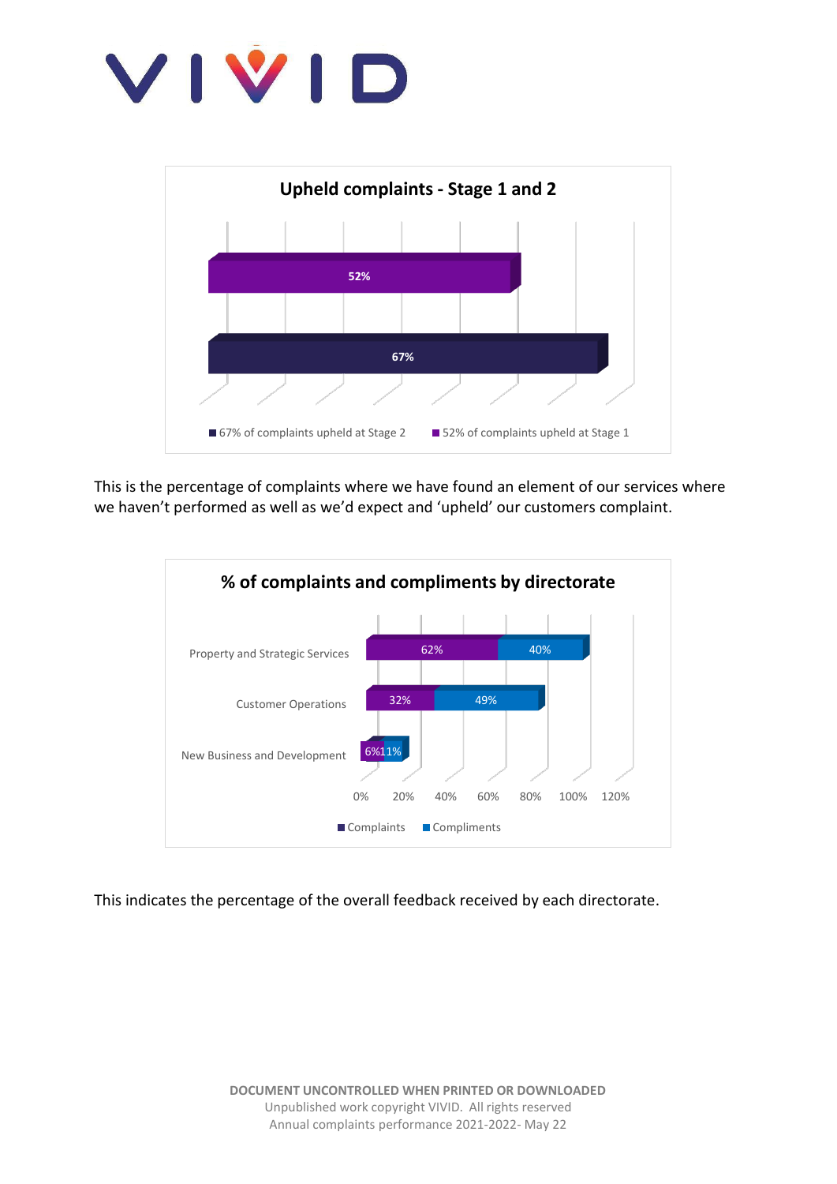**Upheld complaints - Stage 1 and 2**

| | Percentage |
|---|---|
| 52% of complaints upheld at Stage 1 | 52% |
| 67% of complaints upheld at Stage 2 | 67% |

This is the percentage of complaints where we have found an element of our services where we haven't performed as well as we'd expect and 'upheld' our customers complaint.

**% of complaints and compliments by directorate**

| Directorate | Complaints | Compliments |
|---|---|---|
| Property and Strategic Services | 62% | 40% |
| Customer Operations | 32% | 49% |
| New Business and Development | 6% | 11% |

This indicates the percentage of the overall feedback received by each directorate.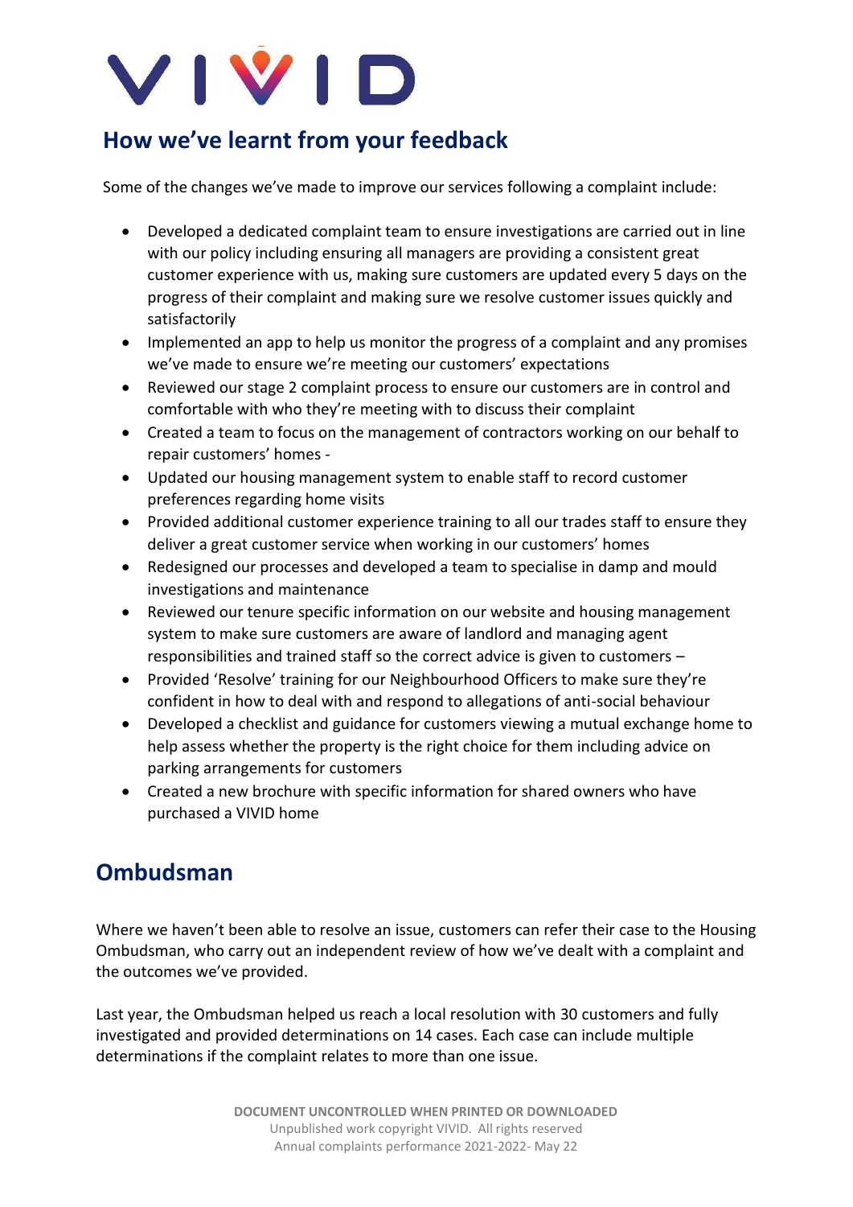## How we've learnt from your feedback

Some of the changes we've made to improve our services following a complaint include:

- Developed a dedicated complaint team to ensure investigations are carried out in line with our policy including ensuring all managers are providing a consistent great customer experience with us, making sure customers are updated every 5 days on the progress of their complaint and making sure we resolve customer issues quickly and satisfactorily
- Implemented an app to help us monitor the progress of a complaint and any promises we've made to ensure we're meeting our customers' expectations
- Reviewed our stage 2 complaint process to ensure our customers are in control and comfortable with who they're meeting with to discuss their complaint
- Created a team to focus on the management of contractors working on our behalf to repair customers' homes -
- Updated our housing management system to enable staff to record customer preferences regarding home visits
- Provided additional customer experience training to all our trades staff to ensure they deliver a great customer service when working in our customers' homes
- Redesigned our processes and developed a team to specialise in damp and mould investigations and maintenance
- Reviewed our tenure specific information on our website and housing management system to make sure customers are aware of landlord and managing agent responsibilities and trained staff so the correct advice is given to customers –
- Provided 'Resolve' training for our Neighbourhood Officers to make sure they're confident in how to deal with and respond to allegations of anti-social behaviour
- Developed a checklist and guidance for customers viewing a mutual exchange home to help assess whether the property is the right choice for them including advice on parking arrangements for customers
- Created a new brochure with specific information for shared owners who have purchased a VIVID home

## Ombudsman

Where we haven't been able to resolve an issue, customers can refer their case to the Housing Ombudsman, who carry out an independent review of how we've dealt with a complaint and the outcomes we've provided.

Last year, the Ombudsman helped us reach a local resolution with 30 customers and fully investigated and provided determinations on 14 cases. Each case can include multiple determinations if the complaint relates to more than one issue.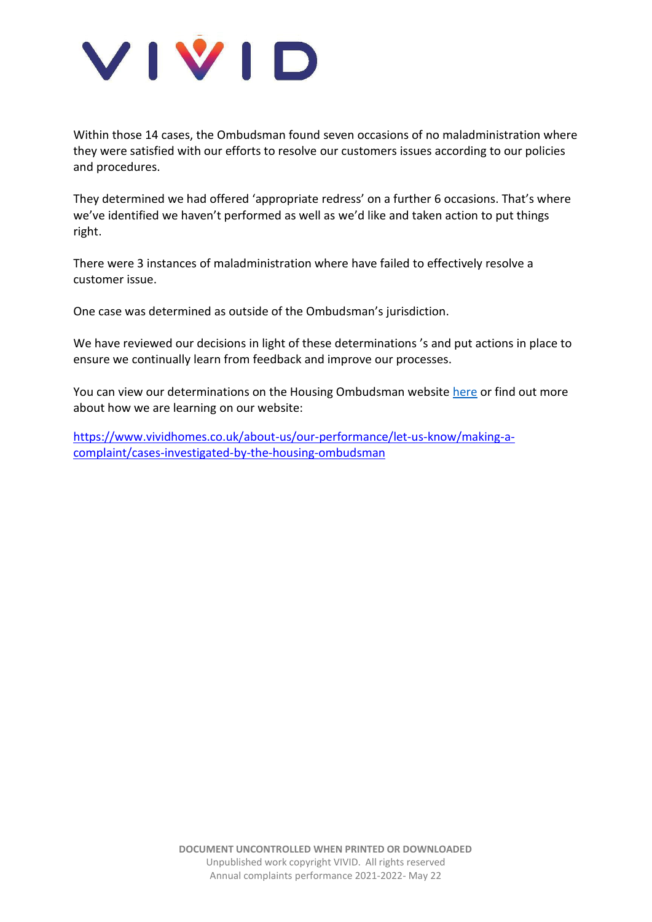Within those 14 cases, the Ombudsman found seven occasions of no maladministration where they were satisfied with our efforts to resolve our customers issues according to our policies and procedures.

They determined we had offered 'appropriate redress' on a further 6 occasions. That's where we've identified we haven't performed as well as we'd like and taken action to put things right.

There were 3 instances of maladministration where have failed to effectively resolve a customer issue.

One case was determined as outside of the Ombudsman's jurisdiction.

We have reviewed our decisions in light of these determinations 's and put actions in place to ensure we continually learn from feedback and improve our processes.

You can view our determinations on the Housing Ombudsman website here or find out more about how we are learning on our website:

https://www.vividhomes.co.uk/about-us/our-performance/let-us-know/making-a-complaint/cases-investigated-by-the-housing-ombudsman